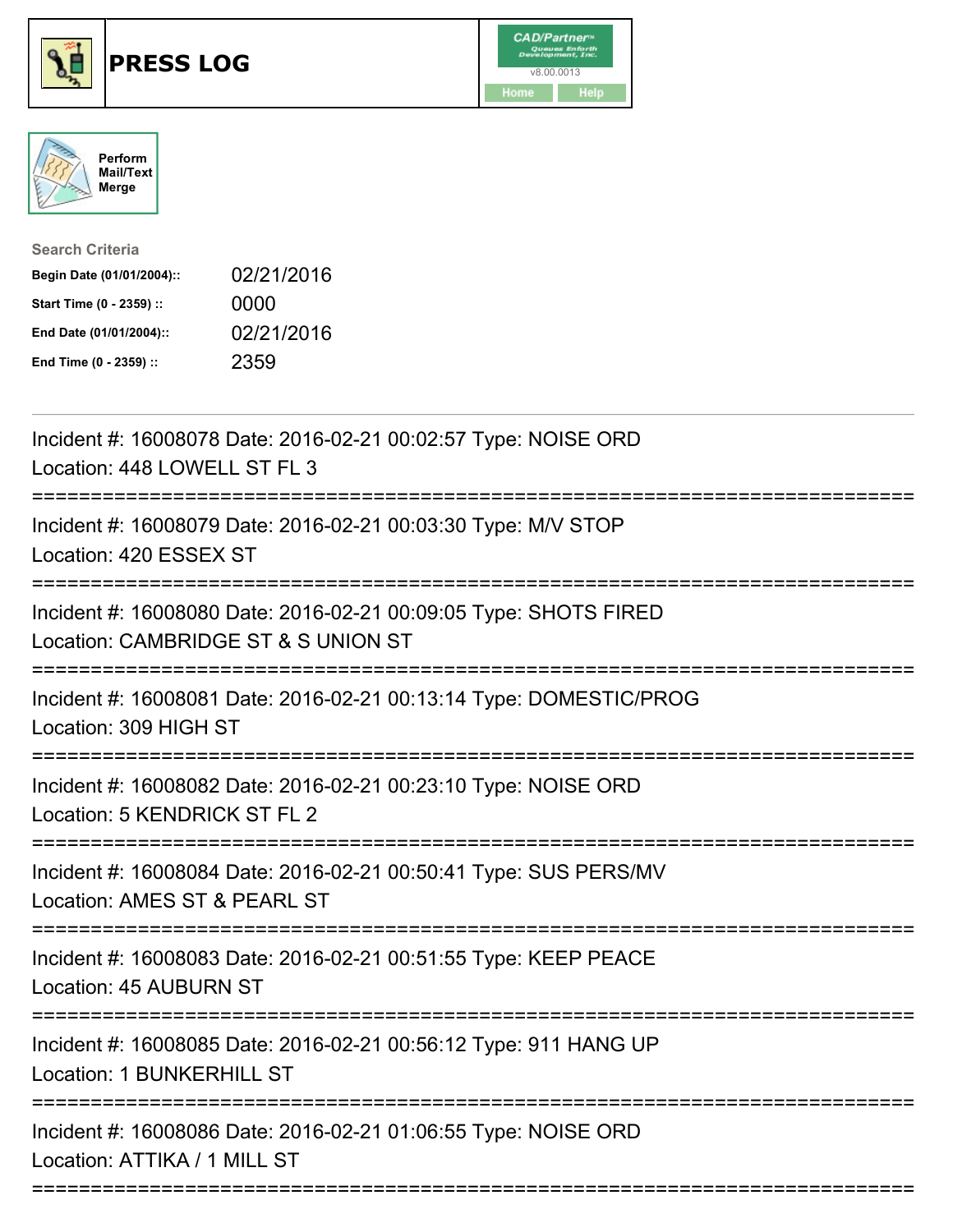# PRESS LOG

Perform Mail/Text Merge

**Search Criteria**

| | |
|---|---|
| **Begin Date (01/01/2004)::** | 02/21/2016 |
| **Start Time (0 - 2359) ::** | 0000 |
| **End Date (01/01/2004)::** | 02/21/2016 |
| **End Time (0 - 2359) ::** | 2359 |

Incident #: 16008078 Date: 2016-02-21 00:02:57 Type: NOISE ORD
Location: 448 LOWELL ST FL 3

===========================================================================

Incident #: 16008079 Date: 2016-02-21 00:03:30 Type: M/V STOP
Location: 420 ESSEX ST

===========================================================================

Incident #: 16008080 Date: 2016-02-21 00:09:05 Type: SHOTS FIRED
Location: CAMBRIDGE ST & S UNION ST

===========================================================================

Incident #: 16008081 Date: 2016-02-21 00:13:14 Type: DOMESTIC/PROG
Location: 309 HIGH ST

===========================================================================

Incident #: 16008082 Date: 2016-02-21 00:23:10 Type: NOISE ORD
Location: 5 KENDRICK ST FL 2

===========================================================================

Incident #: 16008084 Date: 2016-02-21 00:50:41 Type: SUS PERS/MV
Location: AMES ST & PEARL ST

===========================================================================

Incident #: 16008083 Date: 2016-02-21 00:51:55 Type: KEEP PEACE
Location: 45 AUBURN ST

===========================================================================

Incident #: 16008085 Date: 2016-02-21 00:56:12 Type: 911 HANG UP
Location: 1 BUNKERHILL ST

===========================================================================

Incident #: 16008086 Date: 2016-02-21 01:06:55 Type: NOISE ORD
Location: ATTIKA / 1 MILL ST

===========================================================================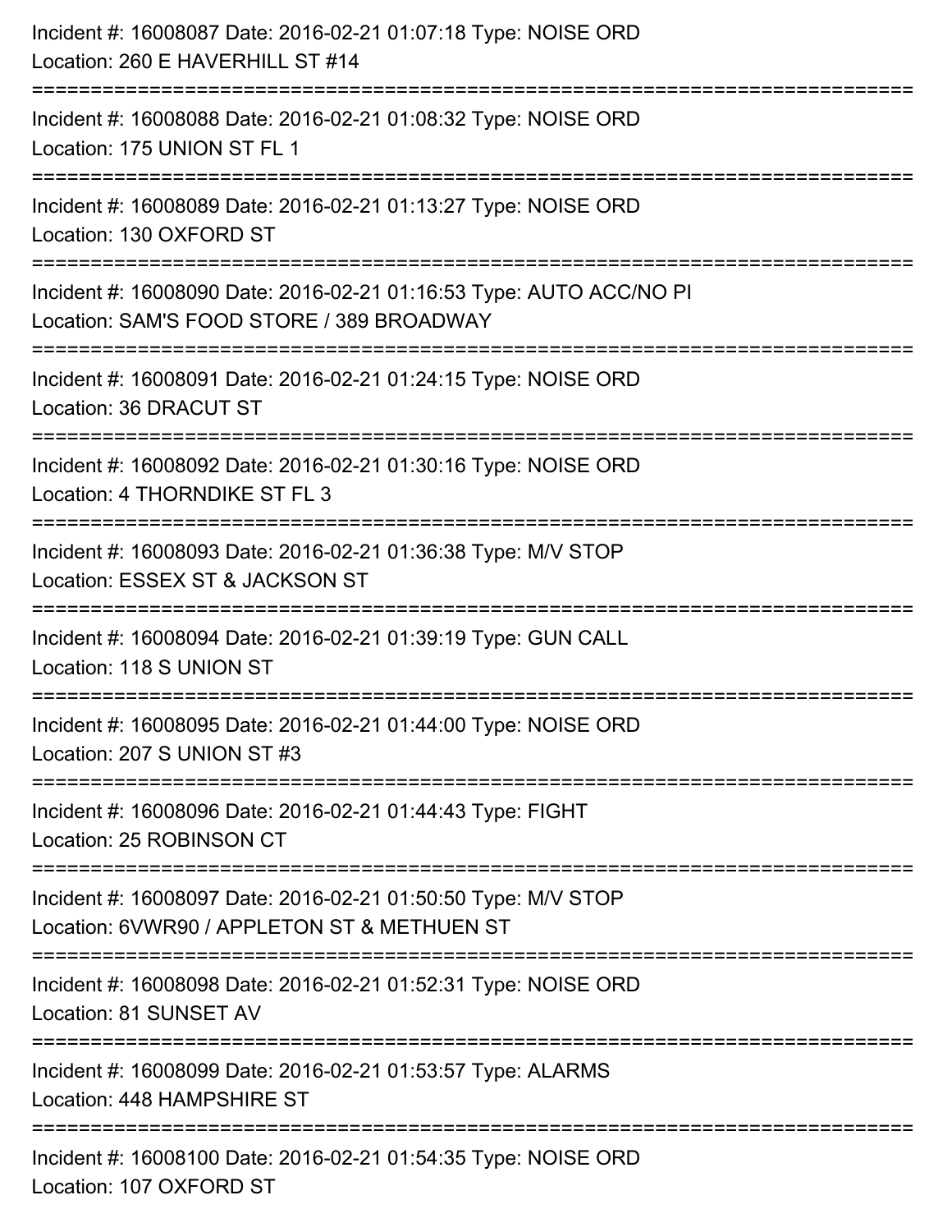Incident #: 16008087 Date: 2016-02-21 01:07:18 Type: NOISE ORD
Location: 260 E HAVERHILL ST #14

===========================================================================

Incident #: 16008088 Date: 2016-02-21 01:08:32 Type: NOISE ORD
Location: 175 UNION ST FL 1

===========================================================================

Incident #: 16008089 Date: 2016-02-21 01:13:27 Type: NOISE ORD
Location: 130 OXFORD ST

===========================================================================

Incident #: 16008090 Date: 2016-02-21 01:16:53 Type: AUTO ACC/NO PI
Location: SAM'S FOOD STORE / 389 BROADWAY

===========================================================================

Incident #: 16008091 Date: 2016-02-21 01:24:15 Type: NOISE ORD
Location: 36 DRACUT ST

===========================================================================

Incident #: 16008092 Date: 2016-02-21 01:30:16 Type: NOISE ORD
Location: 4 THORNDIKE ST FL 3

===========================================================================

Incident #: 16008093 Date: 2016-02-21 01:36:38 Type: M/V STOP
Location: ESSEX ST & JACKSON ST

===========================================================================

Incident #: 16008094 Date: 2016-02-21 01:39:19 Type: GUN CALL
Location: 118 S UNION ST

===========================================================================

Incident #: 16008095 Date: 2016-02-21 01:44:00 Type: NOISE ORD
Location: 207 S UNION ST #3

===========================================================================

Incident #: 16008096 Date: 2016-02-21 01:44:43 Type: FIGHT
Location: 25 ROBINSON CT

===========================================================================

Incident #: 16008097 Date: 2016-02-21 01:50:50 Type: M/V STOP
Location: 6VWR90 / APPLETON ST & METHUEN ST

===========================================================================

Incident #: 16008098 Date: 2016-02-21 01:52:31 Type: NOISE ORD
Location: 81 SUNSET AV

===========================================================================

Incident #: 16008099 Date: 2016-02-21 01:53:57 Type: ALARMS
Location: 448 HAMPSHIRE ST

===========================================================================

Incident #: 16008100 Date: 2016-02-21 01:54:35 Type: NOISE ORD
Location: 107 OXFORD ST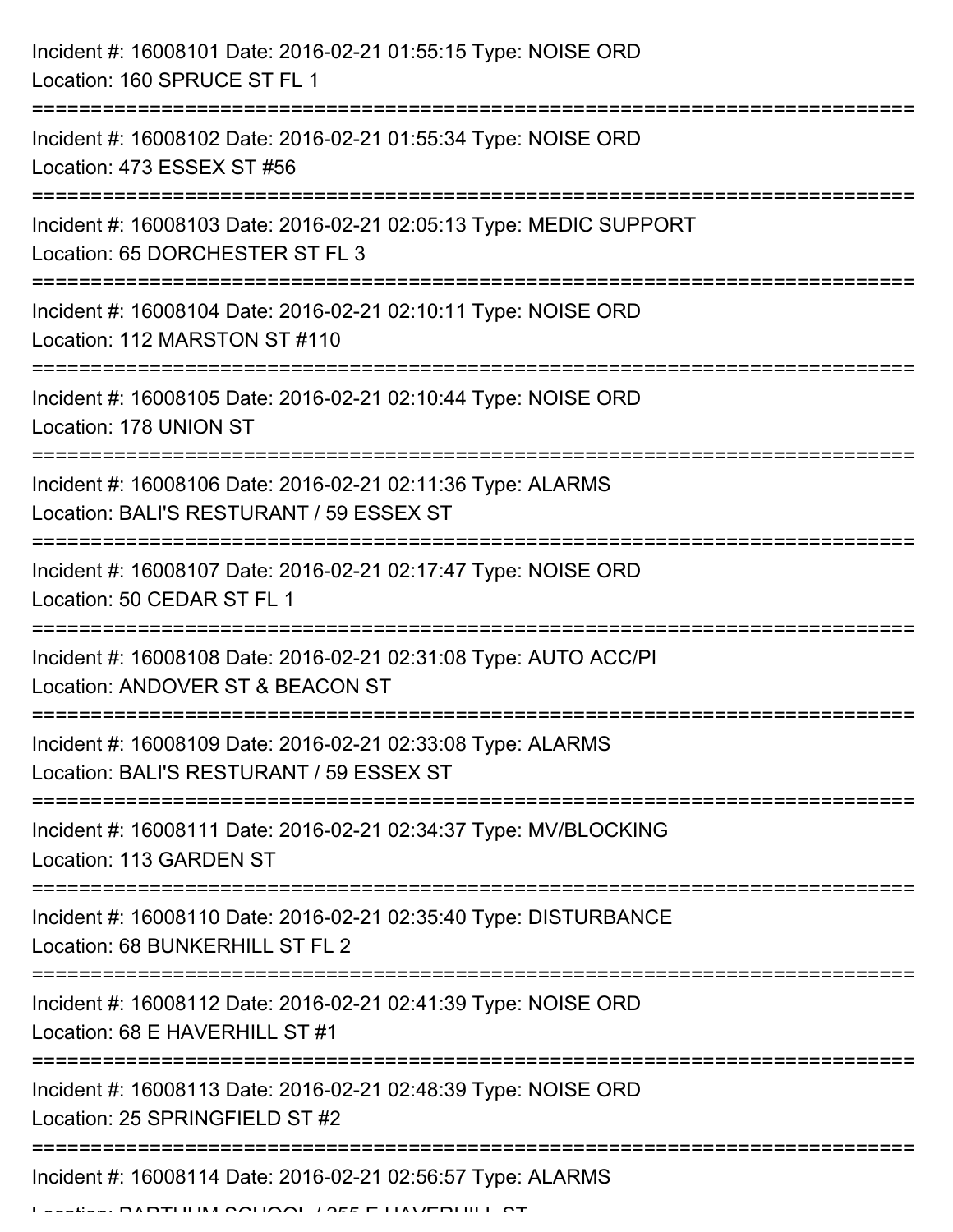Incident #: 16008101 Date: 2016-02-21 01:55:15 Type: NOISE ORD
Location: 160 SPRUCE ST FL 1

===========================================================================

Incident #: 16008102 Date: 2016-02-21 01:55:34 Type: NOISE ORD
Location: 473 ESSEX ST #56

===========================================================================

Incident #: 16008103 Date: 2016-02-21 02:05:13 Type: MEDIC SUPPORT
Location: 65 DORCHESTER ST FL 3

===========================================================================

Incident #: 16008104 Date: 2016-02-21 02:10:11 Type: NOISE ORD
Location: 112 MARSTON ST #110

===========================================================================

Incident #: 16008105 Date: 2016-02-21 02:10:44 Type: NOISE ORD
Location: 178 UNION ST

===========================================================================

Incident #: 16008106 Date: 2016-02-21 02:11:36 Type: ALARMS
Location: BALI'S RESTURANT / 59 ESSEX ST

===========================================================================

Incident #: 16008107 Date: 2016-02-21 02:17:47 Type: NOISE ORD
Location: 50 CEDAR ST FL 1

===========================================================================

Incident #: 16008108 Date: 2016-02-21 02:31:08 Type: AUTO ACC/PI
Location: ANDOVER ST & BEACON ST

===========================================================================

Incident #: 16008109 Date: 2016-02-21 02:33:08 Type: ALARMS
Location: BALI'S RESTURANT / 59 ESSEX ST

===========================================================================

Incident #: 16008111 Date: 2016-02-21 02:34:37 Type: MV/BLOCKING
Location: 113 GARDEN ST

===========================================================================

Incident #: 16008110 Date: 2016-02-21 02:35:40 Type: DISTURBANCE
Location: 68 BUNKERHILL ST FL 2

===========================================================================

Incident #: 16008112 Date: 2016-02-21 02:41:39 Type: NOISE ORD
Location: 68 E HAVERHILL ST #1

===========================================================================

Incident #: 16008113 Date: 2016-02-21 02:48:39 Type: NOISE ORD
Location: 25 SPRINGFIELD ST #2

===========================================================================

Incident #: 16008114 Date: 2016-02-21 02:56:57 Type: ALARMS
Location: BARTHUM SCHOOL / 255 E HAVERHILL ST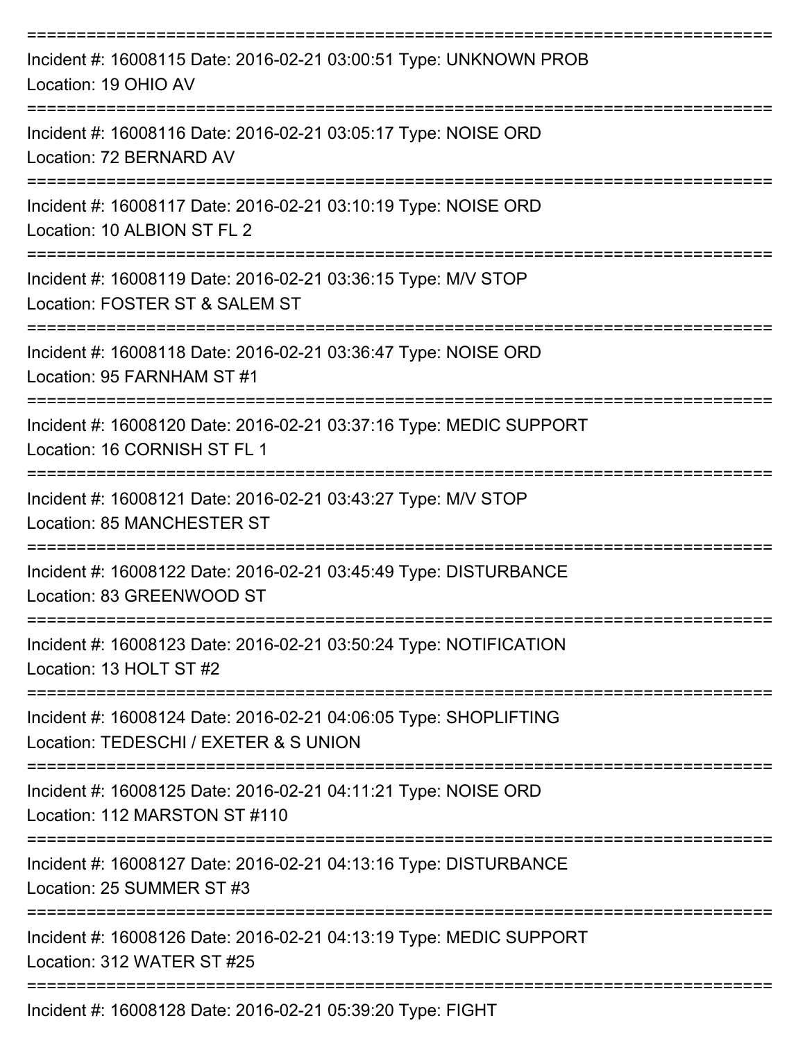===========================================================================

Incident #: 16008115 Date: 2016-02-21 03:00:51 Type: UNKNOWN PROB
Location: 19 OHIO AV

===========================================================================

Incident #: 16008116 Date: 2016-02-21 03:05:17 Type: NOISE ORD
Location: 72 BERNARD AV

===========================================================================

Incident #: 16008117 Date: 2016-02-21 03:10:19 Type: NOISE ORD
Location: 10 ALBION ST FL 2

===========================================================================

Incident #: 16008119 Date: 2016-02-21 03:36:15 Type: M/V STOP
Location: FOSTER ST & SALEM ST

===========================================================================

Incident #: 16008118 Date: 2016-02-21 03:36:47 Type: NOISE ORD
Location: 95 FARNHAM ST #1

===========================================================================

Incident #: 16008120 Date: 2016-02-21 03:37:16 Type: MEDIC SUPPORT
Location: 16 CORNISH ST FL 1

===========================================================================

Incident #: 16008121 Date: 2016-02-21 03:43:27 Type: M/V STOP
Location: 85 MANCHESTER ST

===========================================================================

Incident #: 16008122 Date: 2016-02-21 03:45:49 Type: DISTURBANCE
Location: 83 GREENWOOD ST

===========================================================================

Incident #: 16008123 Date: 2016-02-21 03:50:24 Type: NOTIFICATION
Location: 13 HOLT ST #2

===========================================================================

Incident #: 16008124 Date: 2016-02-21 04:06:05 Type: SHOPLIFTING
Location: TEDESCHI / EXETER & S UNION

===========================================================================

Incident #: 16008125 Date: 2016-02-21 04:11:21 Type: NOISE ORD
Location: 112 MARSTON ST #110

===========================================================================

Incident #: 16008127 Date: 2016-02-21 04:13:16 Type: DISTURBANCE
Location: 25 SUMMER ST #3

===========================================================================

Incident #: 16008126 Date: 2016-02-21 04:13:19 Type: MEDIC SUPPORT
Location: 312 WATER ST #25

===========================================================================

Incident #: 16008128 Date: 2016-02-21 05:39:20 Type: FIGHT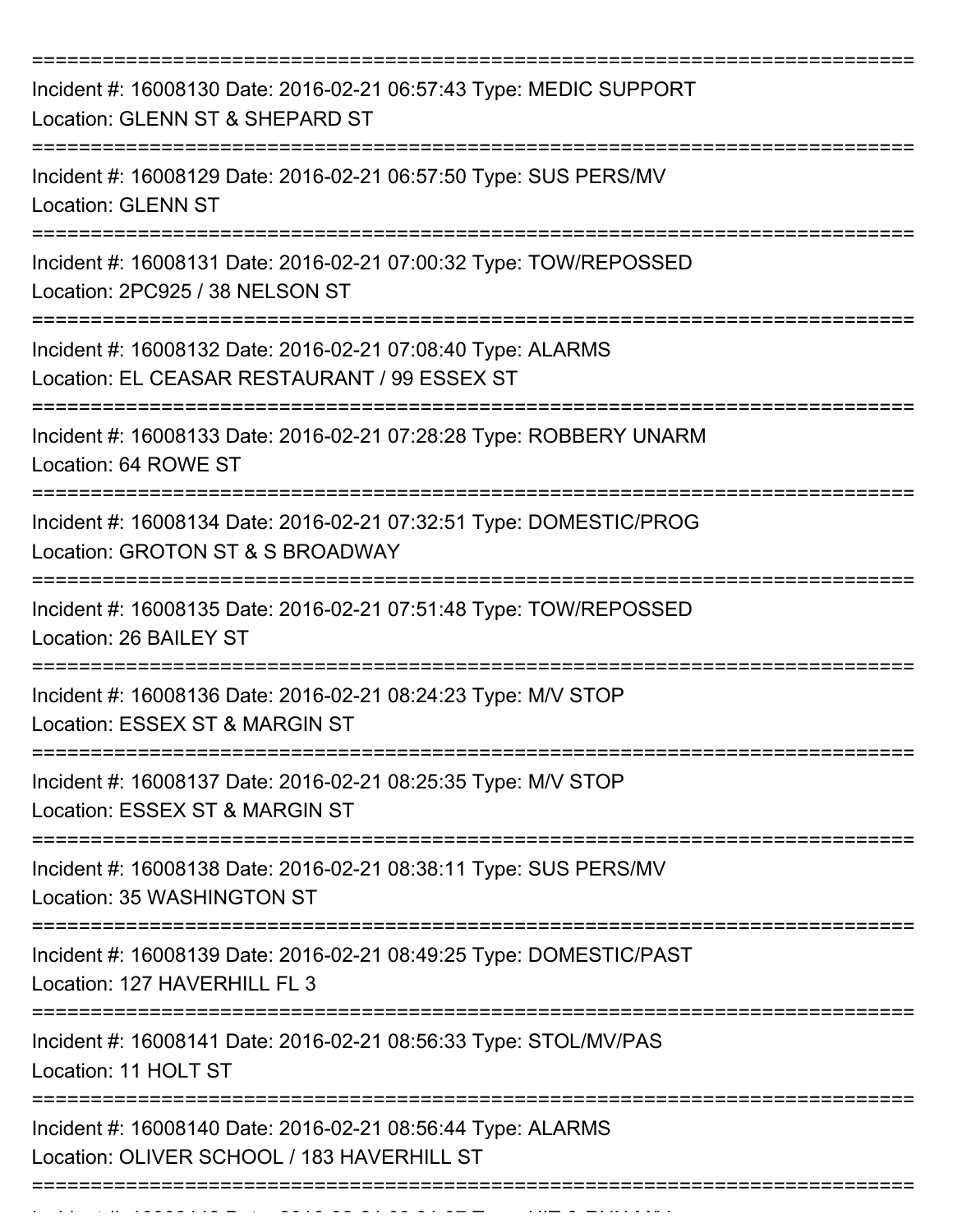==============================================================================

Incident #: 16008130 Date: 2016-02-21 06:57:43 Type: MEDIC SUPPORT
Location: GLENN ST & SHEPARD ST

==============================================================================

Incident #: 16008129 Date: 2016-02-21 06:57:50 Type: SUS PERS/MV
Location: GLENN ST

==============================================================================

Incident #: 16008131 Date: 2016-02-21 07:00:32 Type: TOW/REPOSSED
Location: 2PC925 / 38 NELSON ST

==============================================================================

Incident #: 16008132 Date: 2016-02-21 07:08:40 Type: ALARMS
Location: EL CEASAR RESTAURANT / 99 ESSEX ST

==============================================================================

Incident #: 16008133 Date: 2016-02-21 07:28:28 Type: ROBBERY UNARM
Location: 64 ROWE ST

==============================================================================

Incident #: 16008134 Date: 2016-02-21 07:32:51 Type: DOMESTIC/PROG
Location: GROTON ST & S BROADWAY

==============================================================================

Incident #: 16008135 Date: 2016-02-21 07:51:48 Type: TOW/REPOSSED
Location: 26 BAILEY ST

==============================================================================

Incident #: 16008136 Date: 2016-02-21 08:24:23 Type: M/V STOP
Location: ESSEX ST & MARGIN ST

==============================================================================

Incident #: 16008137 Date: 2016-02-21 08:25:35 Type: M/V STOP
Location: ESSEX ST & MARGIN ST

==============================================================================

Incident #: 16008138 Date: 2016-02-21 08:38:11 Type: SUS PERS/MV
Location: 35 WASHINGTON ST

==============================================================================

Incident #: 16008139 Date: 2016-02-21 08:49:25 Type: DOMESTIC/PAST
Location: 127 HAVERHILL FL 3

==============================================================================

Incident #: 16008141 Date: 2016-02-21 08:56:33 Type: STOL/MV/PAS
Location: 11 HOLT ST

==============================================================================

Incident #: 16008140 Date: 2016-02-21 08:56:44 Type: ALARMS
Location: OLIVER SCHOOL / 183 HAVERHILL ST

==============================================================================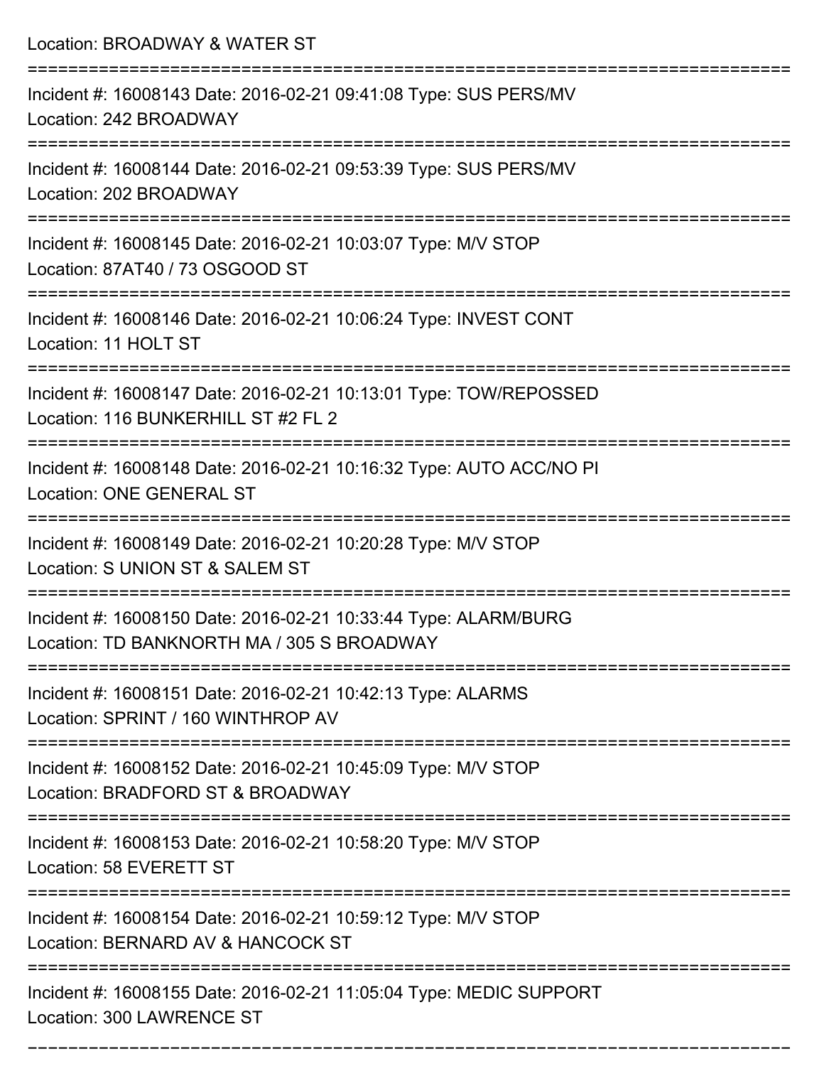Location: BROADWAY & WATER ST

===========================================================================

Incident #: 16008143 Date: 2016-02-21 09:41:08 Type: SUS PERS/MV
Location: 242 BROADWAY

===========================================================================

Incident #: 16008144 Date: 2016-02-21 09:53:39 Type: SUS PERS/MV
Location: 202 BROADWAY

===========================================================================

Incident #: 16008145 Date: 2016-02-21 10:03:07 Type: M/V STOP
Location: 87AT40 / 73 OSGOOD ST

===========================================================================

Incident #: 16008146 Date: 2016-02-21 10:06:24 Type: INVEST CONT
Location: 11 HOLT ST

===========================================================================

Incident #: 16008147 Date: 2016-02-21 10:13:01 Type: TOW/REPOSSED
Location: 116 BUNKERHILL ST #2 FL 2

===========================================================================

Incident #: 16008148 Date: 2016-02-21 10:16:32 Type: AUTO ACC/NO PI
Location: ONE GENERAL ST

===========================================================================

Incident #: 16008149 Date: 2016-02-21 10:20:28 Type: M/V STOP
Location: S UNION ST & SALEM ST

===========================================================================

Incident #: 16008150 Date: 2016-02-21 10:33:44 Type: ALARM/BURG
Location: TD BANKNORTH MA / 305 S BROADWAY

===========================================================================

Incident #: 16008151 Date: 2016-02-21 10:42:13 Type: ALARMS
Location: SPRINT / 160 WINTHROP AV

===========================================================================

Incident #: 16008152 Date: 2016-02-21 10:45:09 Type: M/V STOP
Location: BRADFORD ST & BROADWAY

===========================================================================

Incident #: 16008153 Date: 2016-02-21 10:58:20 Type: M/V STOP
Location: 58 EVERETT ST

===========================================================================

Incident #: 16008154 Date: 2016-02-21 10:59:12 Type: M/V STOP
Location: BERNARD AV & HANCOCK ST

===========================================================================

Incident #: 16008155 Date: 2016-02-21 11:05:04 Type: MEDIC SUPPORT
Location: 300 LAWRENCE ST

===========================================================================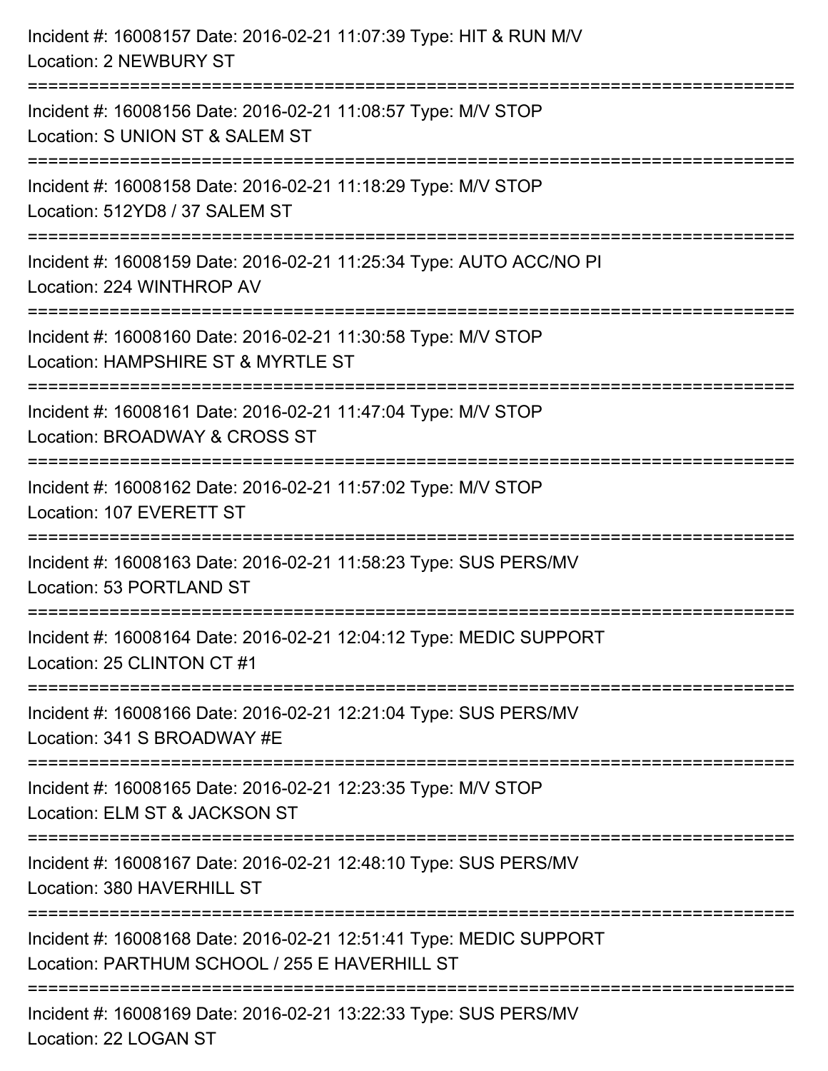Incident #: 16008157 Date: 2016-02-21 11:07:39 Type: HIT & RUN M/V
Location: 2 NEWBURY ST

===========================================================================

Incident #: 16008156 Date: 2016-02-21 11:08:57 Type: M/V STOP
Location: S UNION ST & SALEM ST

===========================================================================

Incident #: 16008158 Date: 2016-02-21 11:18:29 Type: M/V STOP
Location: 512YD8 / 37 SALEM ST

===========================================================================

Incident #: 16008159 Date: 2016-02-21 11:25:34 Type: AUTO ACC/NO PI
Location: 224 WINTHROP AV

===========================================================================

Incident #: 16008160 Date: 2016-02-21 11:30:58 Type: M/V STOP
Location: HAMPSHIRE ST & MYRTLE ST

===========================================================================

Incident #: 16008161 Date: 2016-02-21 11:47:04 Type: M/V STOP
Location: BROADWAY & CROSS ST

===========================================================================

Incident #: 16008162 Date: 2016-02-21 11:57:02 Type: M/V STOP
Location: 107 EVERETT ST

===========================================================================

Incident #: 16008163 Date: 2016-02-21 11:58:23 Type: SUS PERS/MV
Location: 53 PORTLAND ST

===========================================================================

Incident #: 16008164 Date: 2016-02-21 12:04:12 Type: MEDIC SUPPORT
Location: 25 CLINTON CT #1

===========================================================================

Incident #: 16008166 Date: 2016-02-21 12:21:04 Type: SUS PERS/MV
Location: 341 S BROADWAY #E

===========================================================================

Incident #: 16008165 Date: 2016-02-21 12:23:35 Type: M/V STOP
Location: ELM ST & JACKSON ST

===========================================================================

Incident #: 16008167 Date: 2016-02-21 12:48:10 Type: SUS PERS/MV
Location: 380 HAVERHILL ST

===========================================================================

Incident #: 16008168 Date: 2016-02-21 12:51:41 Type: MEDIC SUPPORT
Location: PARTHUM SCHOOL / 255 E HAVERHILL ST

===========================================================================

Incident #: 16008169 Date: 2016-02-21 13:22:33 Type: SUS PERS/MV
Location: 22 LOGAN ST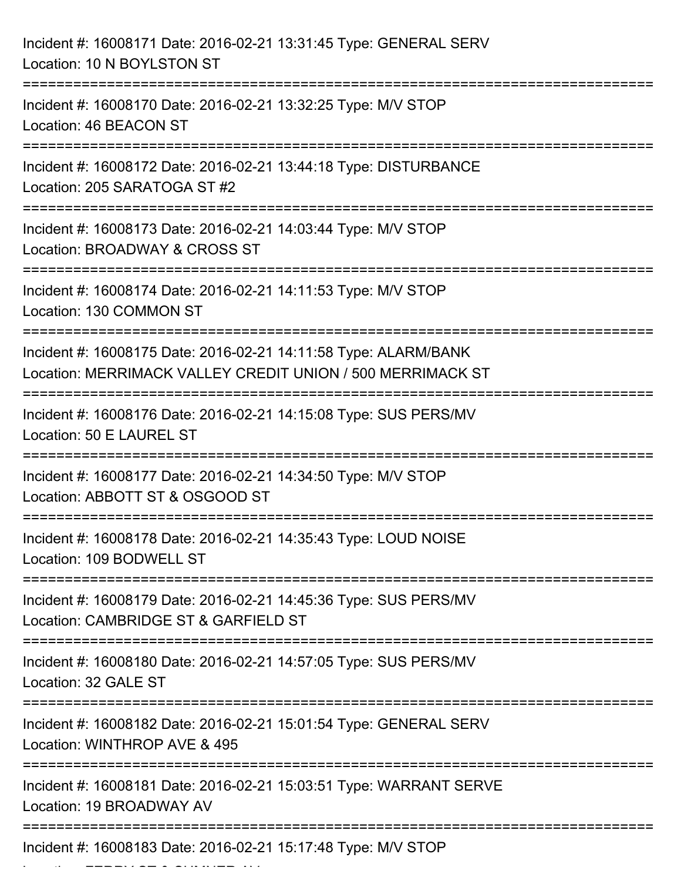Incident #: 16008171 Date: 2016-02-21 13:31:45 Type: GENERAL SERV
Location: 10 N BOYLSTON ST

===========================================================================

Incident #: 16008170 Date: 2016-02-21 13:32:25 Type: M/V STOP
Location: 46 BEACON ST

===========================================================================

Incident #: 16008172 Date: 2016-02-21 13:44:18 Type: DISTURBANCE
Location: 205 SARATOGA ST #2

===========================================================================

Incident #: 16008173 Date: 2016-02-21 14:03:44 Type: M/V STOP
Location: BROADWAY & CROSS ST

===========================================================================

Incident #: 16008174 Date: 2016-02-21 14:11:53 Type: M/V STOP
Location: 130 COMMON ST

===========================================================================

Incident #: 16008175 Date: 2016-02-21 14:11:58 Type: ALARM/BANK
Location: MERRIMACK VALLEY CREDIT UNION / 500 MERRIMACK ST

===========================================================================

Incident #: 16008176 Date: 2016-02-21 14:15:08 Type: SUS PERS/MV
Location: 50 E LAUREL ST

===========================================================================

Incident #: 16008177 Date: 2016-02-21 14:34:50 Type: M/V STOP
Location: ABBOTT ST & OSGOOD ST

===========================================================================

Incident #: 16008178 Date: 2016-02-21 14:35:43 Type: LOUD NOISE
Location: 109 BODWELL ST

===========================================================================

Incident #: 16008179 Date: 2016-02-21 14:45:36 Type: SUS PERS/MV
Location: CAMBRIDGE ST & GARFIELD ST

===========================================================================

Incident #: 16008180 Date: 2016-02-21 14:57:05 Type: SUS PERS/MV
Location: 32 GALE ST

===========================================================================

Incident #: 16008182 Date: 2016-02-21 15:01:54 Type: GENERAL SERV
Location: WINTHROP AVE & 495

===========================================================================

Incident #: 16008181 Date: 2016-02-21 15:03:51 Type: WARRANT SERVE
Location: 19 BROADWAY AV

===========================================================================

Incident #: 16008183 Date: 2016-02-21 15:17:48 Type: M/V STOP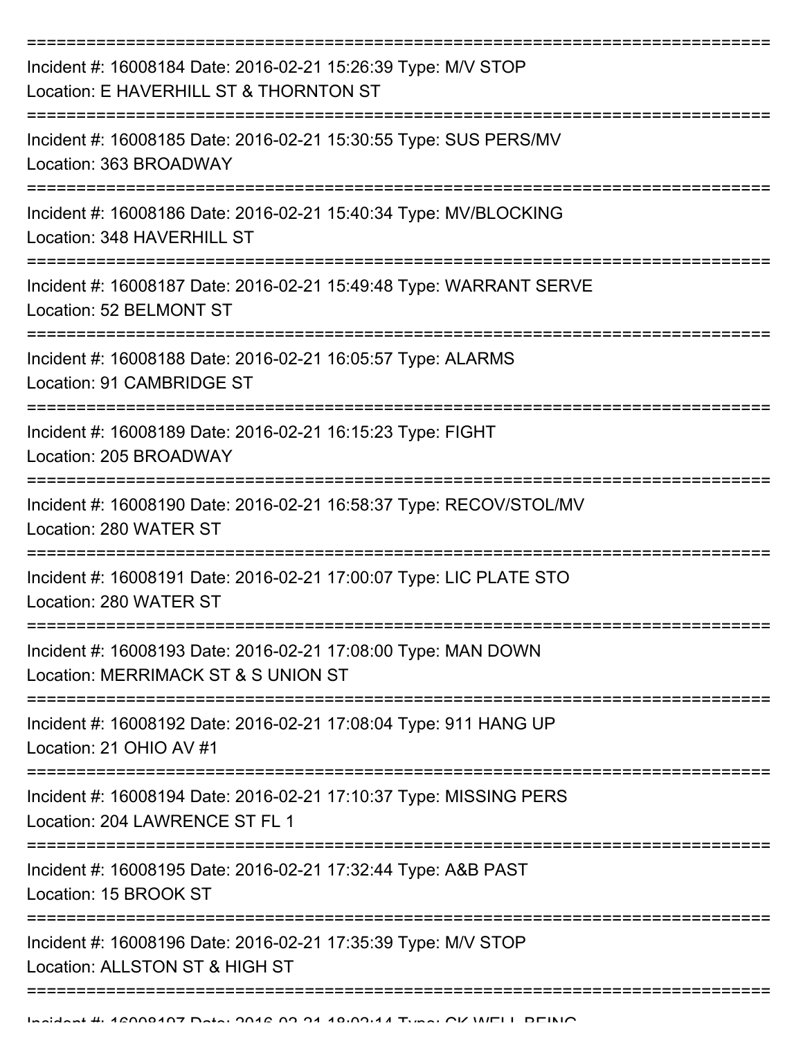===========================================================================

Incident #: 16008184 Date: 2016-02-21 15:26:39 Type: M/V STOP
Location: E HAVERHILL ST & THORNTON ST

===========================================================================

Incident #: 16008185 Date: 2016-02-21 15:30:55 Type: SUS PERS/MV
Location: 363 BROADWAY

===========================================================================

Incident #: 16008186 Date: 2016-02-21 15:40:34 Type: MV/BLOCKING
Location: 348 HAVERHILL ST

===========================================================================

Incident #: 16008187 Date: 2016-02-21 15:49:48 Type: WARRANT SERVE
Location: 52 BELMONT ST

===========================================================================

Incident #: 16008188 Date: 2016-02-21 16:05:57 Type: ALARMS
Location: 91 CAMBRIDGE ST

===========================================================================

Incident #: 16008189 Date: 2016-02-21 16:15:23 Type: FIGHT
Location: 205 BROADWAY

===========================================================================

Incident #: 16008190 Date: 2016-02-21 16:58:37 Type: RECOV/STOL/MV
Location: 280 WATER ST

===========================================================================

Incident #: 16008191 Date: 2016-02-21 17:00:07 Type: LIC PLATE STO
Location: 280 WATER ST

===========================================================================

Incident #: 16008193 Date: 2016-02-21 17:08:00 Type: MAN DOWN
Location: MERRIMACK ST & S UNION ST

===========================================================================

Incident #: 16008192 Date: 2016-02-21 17:08:04 Type: 911 HANG UP
Location: 21 OHIO AV #1

===========================================================================

Incident #: 16008194 Date: 2016-02-21 17:10:37 Type: MISSING PERS
Location: 204 LAWRENCE ST FL 1

===========================================================================

Incident #: 16008195 Date: 2016-02-21 17:32:44 Type: A&B PAST
Location: 15 BROOK ST

===========================================================================

Incident #: 16008196 Date: 2016-02-21 17:35:39 Type: M/V STOP
Location: ALLSTON ST & HIGH ST

===========================================================================

Incident #: 16008197 Date: 2016-02-21 18:02:14 Type: CK WELL BEING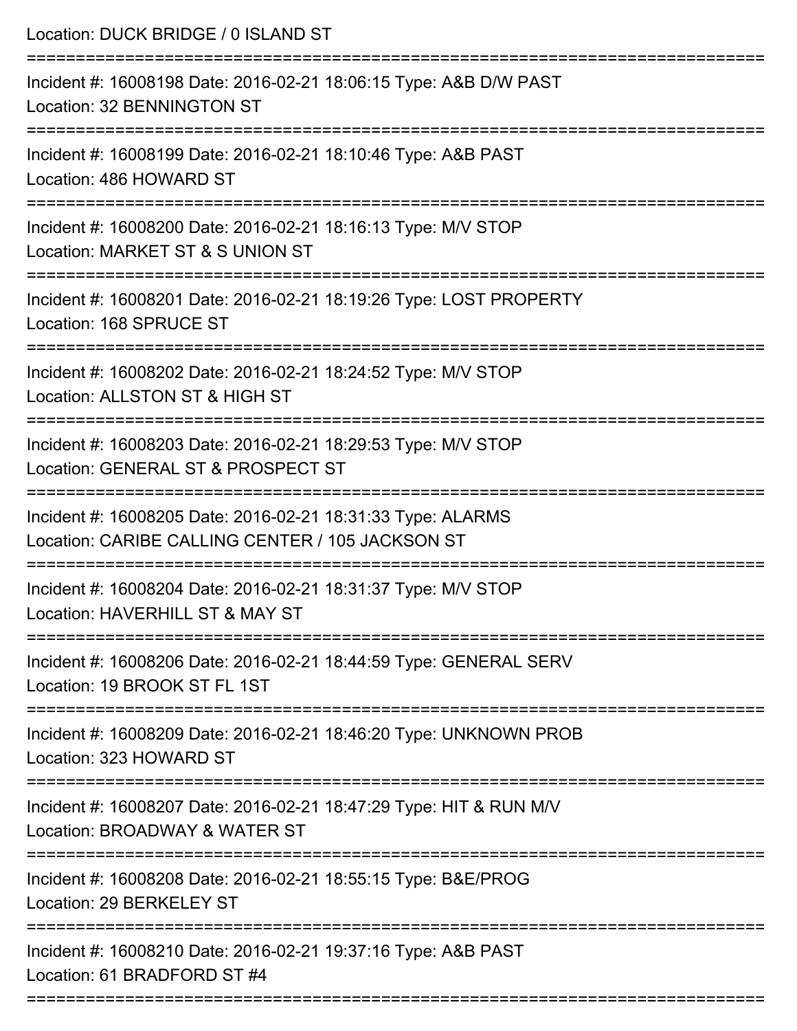Location: DUCK BRIDGE / 0 ISLAND ST

===========================================================================

Incident #: 16008198 Date: 2016-02-21 18:06:15 Type: A&B D/W PAST
Location: 32 BENNINGTON ST

===========================================================================

Incident #: 16008199 Date: 2016-02-21 18:10:46 Type: A&B PAST
Location: 486 HOWARD ST

===========================================================================

Incident #: 16008200 Date: 2016-02-21 18:16:13 Type: M/V STOP
Location: MARKET ST & S UNION ST

===========================================================================

Incident #: 16008201 Date: 2016-02-21 18:19:26 Type: LOST PROPERTY
Location: 168 SPRUCE ST

===========================================================================

Incident #: 16008202 Date: 2016-02-21 18:24:52 Type: M/V STOP
Location: ALLSTON ST & HIGH ST

===========================================================================

Incident #: 16008203 Date: 2016-02-21 18:29:53 Type: M/V STOP
Location: GENERAL ST & PROSPECT ST

===========================================================================

Incident #: 16008205 Date: 2016-02-21 18:31:33 Type: ALARMS
Location: CARIBE CALLING CENTER / 105 JACKSON ST

===========================================================================

Incident #: 16008204 Date: 2016-02-21 18:31:37 Type: M/V STOP
Location: HAVERHILL ST & MAY ST

===========================================================================

Incident #: 16008206 Date: 2016-02-21 18:44:59 Type: GENERAL SERV
Location: 19 BROOK ST FL 1ST

===========================================================================

Incident #: 16008209 Date: 2016-02-21 18:46:20 Type: UNKNOWN PROB
Location: 323 HOWARD ST

===========================================================================

Incident #: 16008207 Date: 2016-02-21 18:47:29 Type: HIT & RUN M/V
Location: BROADWAY & WATER ST

===========================================================================

Incident #: 16008208 Date: 2016-02-21 18:55:15 Type: B&E/PROG
Location: 29 BERKELEY ST

===========================================================================

Incident #: 16008210 Date: 2016-02-21 19:37:16 Type: A&B PAST
Location: 61 BRADFORD ST #4

===========================================================================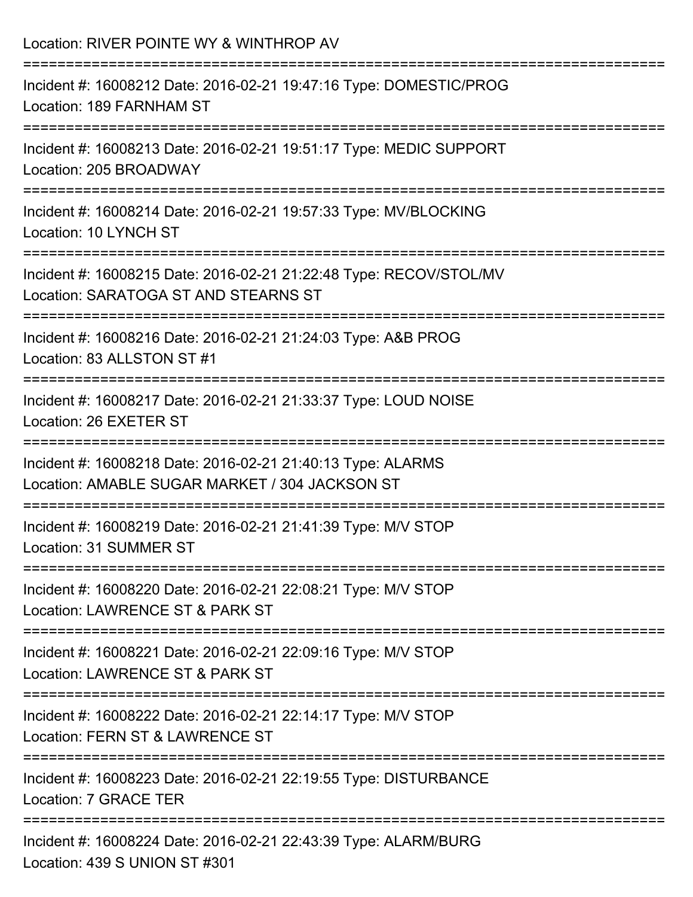Location: RIVER POINTE WY & WINTHROP AV

===========================================================================

Incident #: 16008212 Date: 2016-02-21 19:47:16 Type: DOMESTIC/PROG

Location: 189 FARNHAM ST

===========================================================================

Incident #: 16008213 Date: 2016-02-21 19:51:17 Type: MEDIC SUPPORT

Location: 205 BROADWAY

===========================================================================

Incident #: 16008214 Date: 2016-02-21 19:57:33 Type: MV/BLOCKING

Location: 10 LYNCH ST

===========================================================================

Incident #: 16008215 Date: 2016-02-21 21:22:48 Type: RECOV/STOL/MV

Location: SARATOGA ST AND STEARNS ST

===========================================================================

Incident #: 16008216 Date: 2016-02-21 21:24:03 Type: A&B PROG

Location: 83 ALLSTON ST #1

===========================================================================

Incident #: 16008217 Date: 2016-02-21 21:33:37 Type: LOUD NOISE

Location: 26 EXETER ST

===========================================================================

Incident #: 16008218 Date: 2016-02-21 21:40:13 Type: ALARMS

Location: AMABLE SUGAR MARKET / 304 JACKSON ST

===========================================================================

Incident #: 16008219 Date: 2016-02-21 21:41:39 Type: M/V STOP

Location: 31 SUMMER ST

===========================================================================

Incident #: 16008220 Date: 2016-02-21 22:08:21 Type: M/V STOP

Location: LAWRENCE ST & PARK ST

===========================================================================

Incident #: 16008221 Date: 2016-02-21 22:09:16 Type: M/V STOP

Location: LAWRENCE ST & PARK ST

===========================================================================

Incident #: 16008222 Date: 2016-02-21 22:14:17 Type: M/V STOP

Location: FERN ST & LAWRENCE ST

===========================================================================

Incident #: 16008223 Date: 2016-02-21 22:19:55 Type: DISTURBANCE

Location: 7 GRACE TER

===========================================================================

Incident #: 16008224 Date: 2016-02-21 22:43:39 Type: ALARM/BURG

Location: 439 S UNION ST #301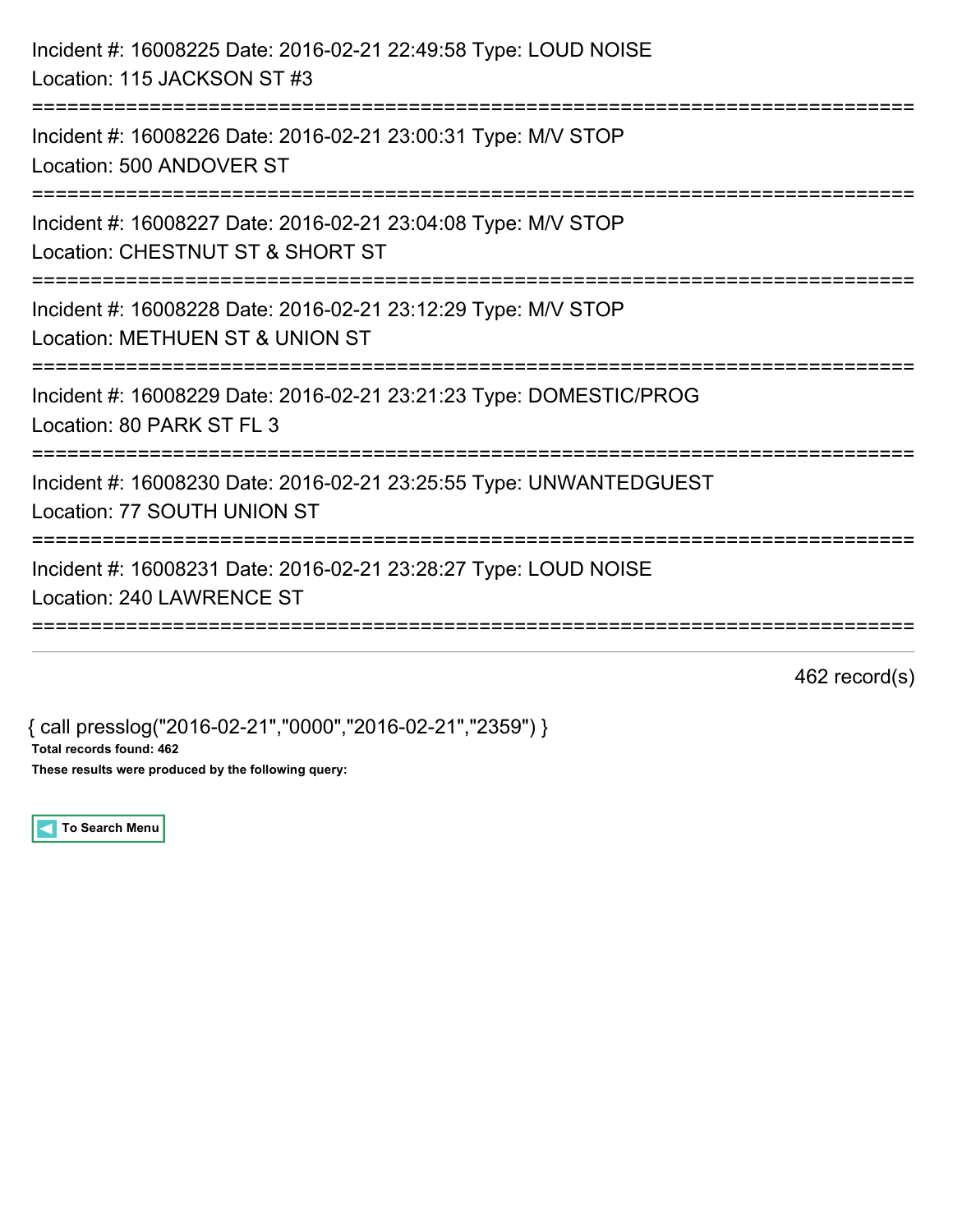Incident #: 16008225 Date: 2016-02-21 22:49:58 Type: LOUD NOISE
Location: 115 JACKSON ST #3

===========================================================================

Incident #: 16008226 Date: 2016-02-21 23:00:31 Type: M/V STOP
Location: 500 ANDOVER ST

===========================================================================

Incident #: 16008227 Date: 2016-02-21 23:04:08 Type: M/V STOP
Location: CHESTNUT ST & SHORT ST

===========================================================================

Incident #: 16008228 Date: 2016-02-21 23:12:29 Type: M/V STOP
Location: METHUEN ST & UNION ST

===========================================================================

Incident #: 16008229 Date: 2016-02-21 23:21:23 Type: DOMESTIC/PROG
Location: 80 PARK ST FL 3

===========================================================================

Incident #: 16008230 Date: 2016-02-21 23:25:55 Type: UNWANTEDGUEST
Location: 77 SOUTH UNION ST

===========================================================================

Incident #: 16008231 Date: 2016-02-21 23:28:27 Type: LOUD NOISE
Location: 240 LAWRENCE ST

===========================================================================

462 record(s)

{ call presslog("2016-02-21","0000","2016-02-21","2359") }

**Total records found: 462**

**These results were produced by the following query:**

To Search Menu